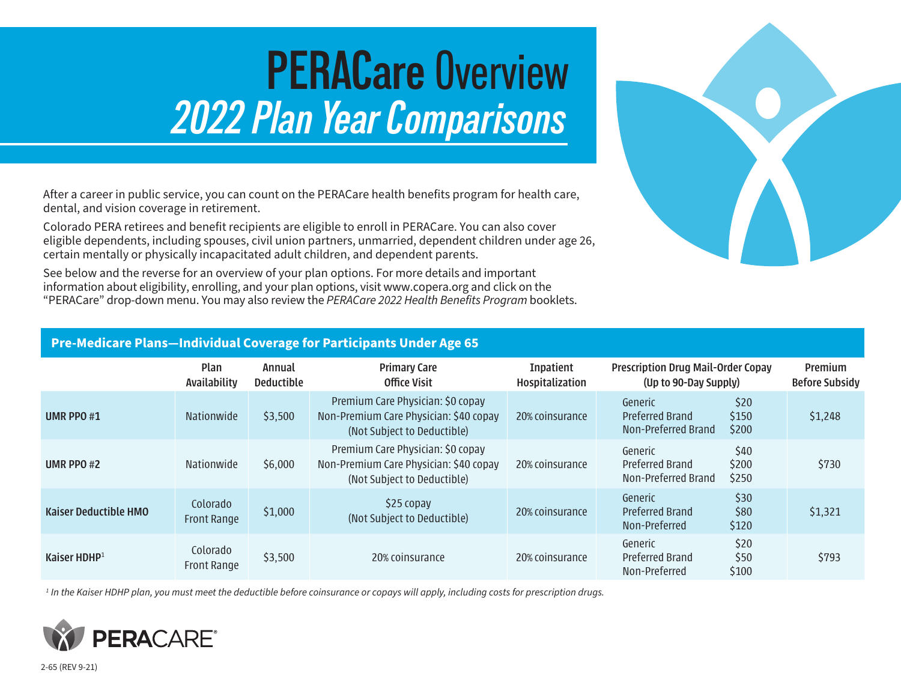# PERACare Overview

## *2022 Plan Year Comparisons*

After a career in public service, you can count on the PERACare health benefits program for health care, dental, and vision coverage in retirement.

Colorado PERA retirees and benefit recipients are eligible to enroll in PERACare. You can also cover eligible dependents, including spouses, civil union partners, unmarried, dependent children under age 26, certain mentally or physically incapacitated adult children, and dependent parents.

See below and the reverse for an overview of your plan options. For more details and important information about eligibility, enrolling, and your plan options, visit www.copera.org and click on the "PERACare" drop-down menu. You may also review the *PERACare 2022 Health Benefits Program* booklets.

### Pre-Medicare Plans—Individual Coverage for Participants Under Age 65

| | Plan Availability | Annual Deductible | Primary Care Office Visit | Inpatient Hospitalization | Prescription Drug Mail-Order Copay (Up to 90-Day Supply) | Premium Before Subsidy |
|---|---|---|---|---|---|---|
| **UMR PPO #1** | Nationwide | $3,500 | Premium Care Physician: $0 copay<br>Non-Premium Care Physician: $40 copay<br>(Not Subject to Deductible) | 20% coinsurance | Generic $20<br>Preferred Brand $150<br>Non-Preferred Brand $200 | $1,248 |
| **UMR PPO #2** | Nationwide | $6,000 | Premium Care Physician: $0 copay<br>Non-Premium Care Physician: $40 copay<br>(Not Subject to Deductible) | 20% coinsurance | Generic $40<br>Preferred Brand $200<br>Non-Preferred Brand $250 | $730 |
| **Kaiser Deductible HMO** | Colorado Front Range | $1,000 | $25 copay<br>(Not Subject to Deductible) | 20% coinsurance | Generic $30<br>Preferred Brand $80<br>Non-Preferred $120 | $1,321 |
| **Kaiser HDHP**[1] | Colorado Front Range | $3,500 | 20% coinsurance | 20% coinsurance | Generic $20<br>Preferred Brand $50<br>Non-Preferred $100 | $793 |

*[1] In the Kaiser HDHP plan, you must meet the deductible before coinsurance or copays will apply, including costs for prescription drugs.*

PERACARE®

2-65 (REV 9-21)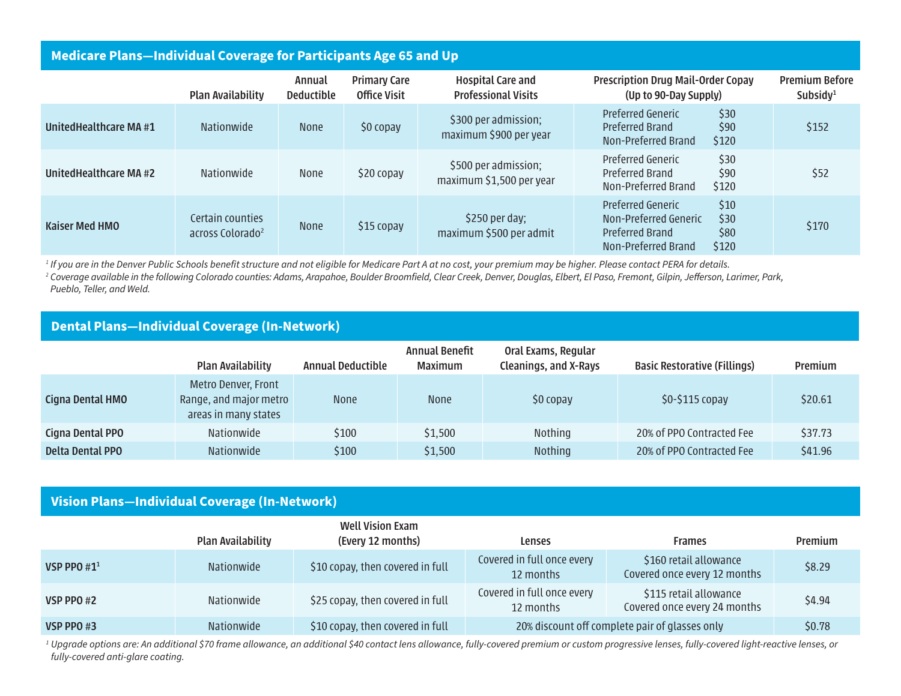## Medicare Plans—Individual Coverage for Participants Age 65 and Up

| | Plan Availability | Annual Deductible | Primary Care Office Visit | Hospital Care and Professional Visits | Prescription Drug Mail-Order Copay (Up to 90-Day Supply) | Premium Before Subsidy[1] |
|---|---|---|---|---|---|---|
| **UnitedHealthcare MA #1** | Nationwide | None | $0 copay | $300 per admission; maximum $900 per year | Preferred Generic $30<br>Preferred Brand $90<br>Non-Preferred Brand $120 | $152 |
| **UnitedHealthcare MA #2** | Nationwide | None | $20 copay | $500 per admission; maximum $1,500 per year | Preferred Generic $30<br>Preferred Brand $90<br>Non-Preferred Brand $120 | $52 |
| **Kaiser Med HMO** | Certain counties across Colorado[2] | None | $15 copay | $250 per day; maximum $500 per admit | Preferred Generic $10<br>Non-Preferred Generic $30<br>Preferred Brand $80<br>Non-Preferred Brand $120 | $170 |

*[1] If you are in the Denver Public Schools benefit structure and not eligible for Medicare Part A at no cost, your premium may be higher. Please contact PERA for details.*

*[2] Coverage available in the following Colorado counties: Adams, Arapahoe, Boulder Broomfield, Clear Creek, Denver, Douglas, Elbert, El Paso, Fremont, Gilpin, Jefferson, Larimer, Park, Pueblo, Teller, and Weld.*

## Dental Plans—Individual Coverage (In-Network)

| | Plan Availability | Annual Deductible | Annual Benefit Maximum | Oral Exams, Regular Cleanings, and X-Rays | Basic Restorative (Fillings) | Premium |
|---|---|---|---|---|---|---|
| **Cigna Dental HMO** | Metro Denver, Front Range, and major metro areas in many states | None | None | $0 copay | $0-$115 copay | $20.61 |
| **Cigna Dental PPO** | Nationwide | $100 | $1,500 | Nothing | 20% of PPO Contracted Fee | $37.73 |
| **Delta Dental PPO** | Nationwide | $100 | $1,500 | Nothing | 20% of PPO Contracted Fee | $41.96 |

## Vision Plans—Individual Coverage (In-Network)

| | Plan Availability | Well Vision Exam (Every 12 months) | Lenses | Frames | Premium |
|---|---|---|---|---|---|
| **VSP PPO #1**[1] | Nationwide | $10 copay, then covered in full | Covered in full once every 12 months | $160 retail allowance<br>Covered once every 12 months | $8.29 |
| **VSP PPO #2** | Nationwide | $25 copay, then covered in full | Covered in full once every 12 months | $115 retail allowance<br>Covered once every 24 months | $4.94 |
| **VSP PPO #3** | Nationwide | $10 copay, then covered in full | 20% discount off complete pair of glasses only | | $0.78 |

*[1] Upgrade options are: An additional $70 frame allowance, an additional $40 contact lens allowance, fully-covered premium or custom progressive lenses, fully-covered light-reactive lenses, or fully-covered anti-glare coating.*